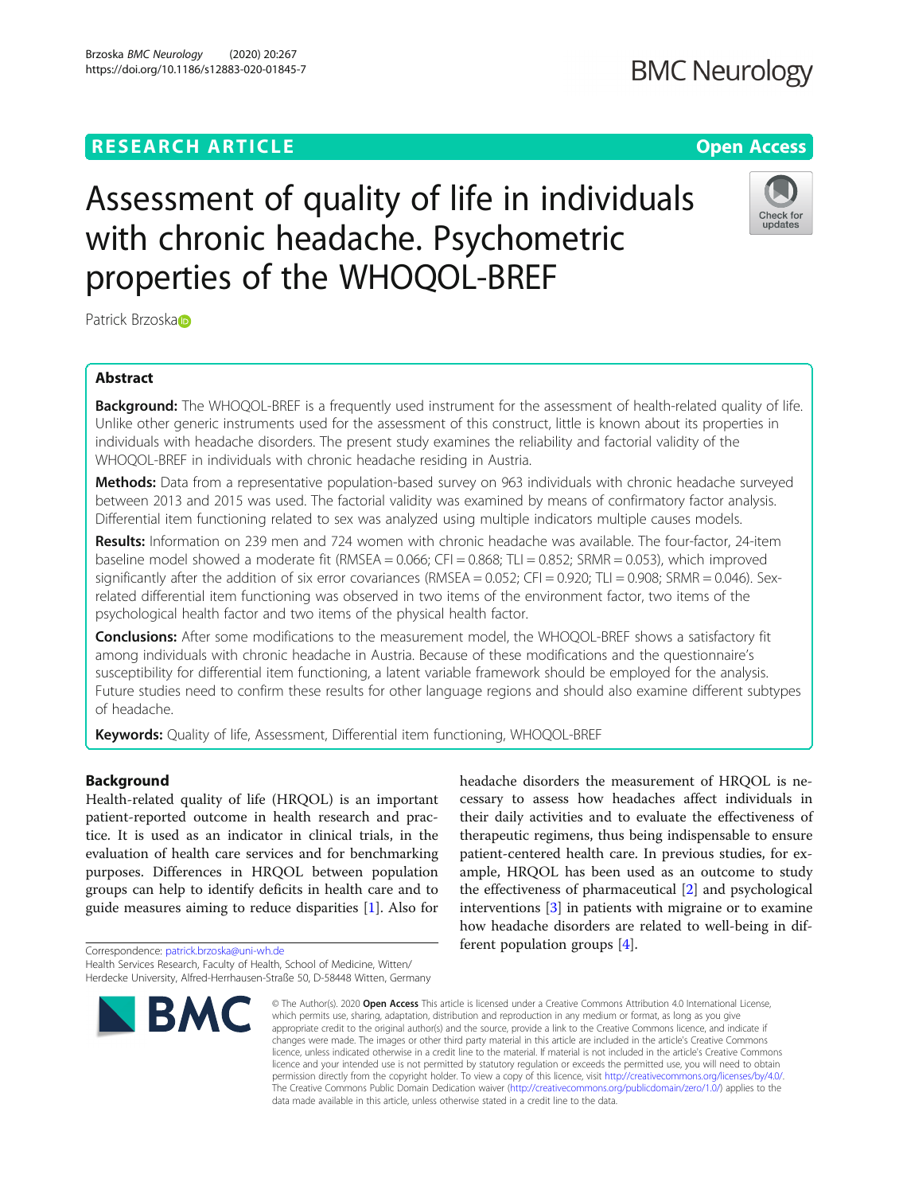RESEARCH ARTICLE

Open Access

# Assessment of quality of life in individuals with chronic headache. Psychometric properties of the WHOQOL-BREF

Patrick Brzoska

## Abstract

**Background:** The WHOQOL-BREF is a frequently used instrument for the assessment of health-related quality of life. Unlike other generic instruments used for the assessment of this construct, little is known about its properties in individuals with headache disorders. The present study examines the reliability and factorial validity of the WHOQOL-BREF in individuals with chronic headache residing in Austria.

**Methods:** Data from a representative population-based survey on 963 individuals with chronic headache surveyed between 2013 and 2015 was used. The factorial validity was examined by means of confirmatory factor analysis. Differential item functioning related to sex was analyzed using multiple indicators multiple causes models.

**Results:** Information on 239 men and 724 women with chronic headache was available. The four-factor, 24-item baseline model showed a moderate fit (RMSEA = 0.066; CFI = 0.868; TLI = 0.852; SRMR = 0.053), which improved significantly after the addition of six error covariances (RMSEA = 0.052; CFI = 0.920; TLI = 0.908; SRMR = 0.046). Sex-related differential item functioning was observed in two items of the environment factor, two items of the psychological health factor and two items of the physical health factor.

**Conclusions:** After some modifications to the measurement model, the WHOQOL-BREF shows a satisfactory fit among individuals with chronic headache in Austria. Because of these modifications and the questionnaire's susceptibility for differential item functioning, a latent variable framework should be employed for the analysis. Future studies need to confirm these results for other language regions and should also examine different subtypes of headache.

**Keywords:** Quality of life, Assessment, Differential item functioning, WHOQOL-BREF

## Background

Health-related quality of life (HRQOL) is an important patient-reported outcome in health research and practice. It is used as an indicator in clinical trials, in the evaluation of health care services and for benchmarking purposes. Differences in HRQOL between population groups can help to identify deficits in health care and to guide measures aiming to reduce disparities [1]. Also for headache disorders the measurement of HRQOL is necessary to assess how headaches affect individuals in their daily activities and to evaluate the effectiveness of therapeutic regimens, thus being indispensable to ensure patient-centered health care. In previous studies, for example, HRQOL has been used as an outcome to study the effectiveness of pharmaceutical [2] and psychological interventions [3] in patients with migraine or to examine how headache disorders are related to well-being in different population groups [4].

Correspondence: patrick.brzoska@uni-wh.de
Health Services Research, Faculty of Health, School of Medicine, Witten/Herdecke University, Alfred-Herrhausen-Straße 50, D-58448 Witten, Germany

© The Author(s). 2020 **Open Access** This article is licensed under a Creative Commons Attribution 4.0 International License, which permits use, sharing, adaptation, distribution and reproduction in any medium or format, as long as you give appropriate credit to the original author(s) and the source, provide a link to the Creative Commons licence, and indicate if changes were made. The images or other third party material in this article are included in the article's Creative Commons licence, unless indicated otherwise in a credit line to the material. If material is not included in the article's Creative Commons licence and your intended use is not permitted by statutory regulation or exceeds the permitted use, you will need to obtain permission directly from the copyright holder. To view a copy of this licence, visit http://creativecommons.org/licenses/by/4.0/. The Creative Commons Public Domain Dedication waiver (http://creativecommons.org/publicdomain/zero/1.0/) applies to the data made available in this article, unless otherwise stated in a credit line to the data.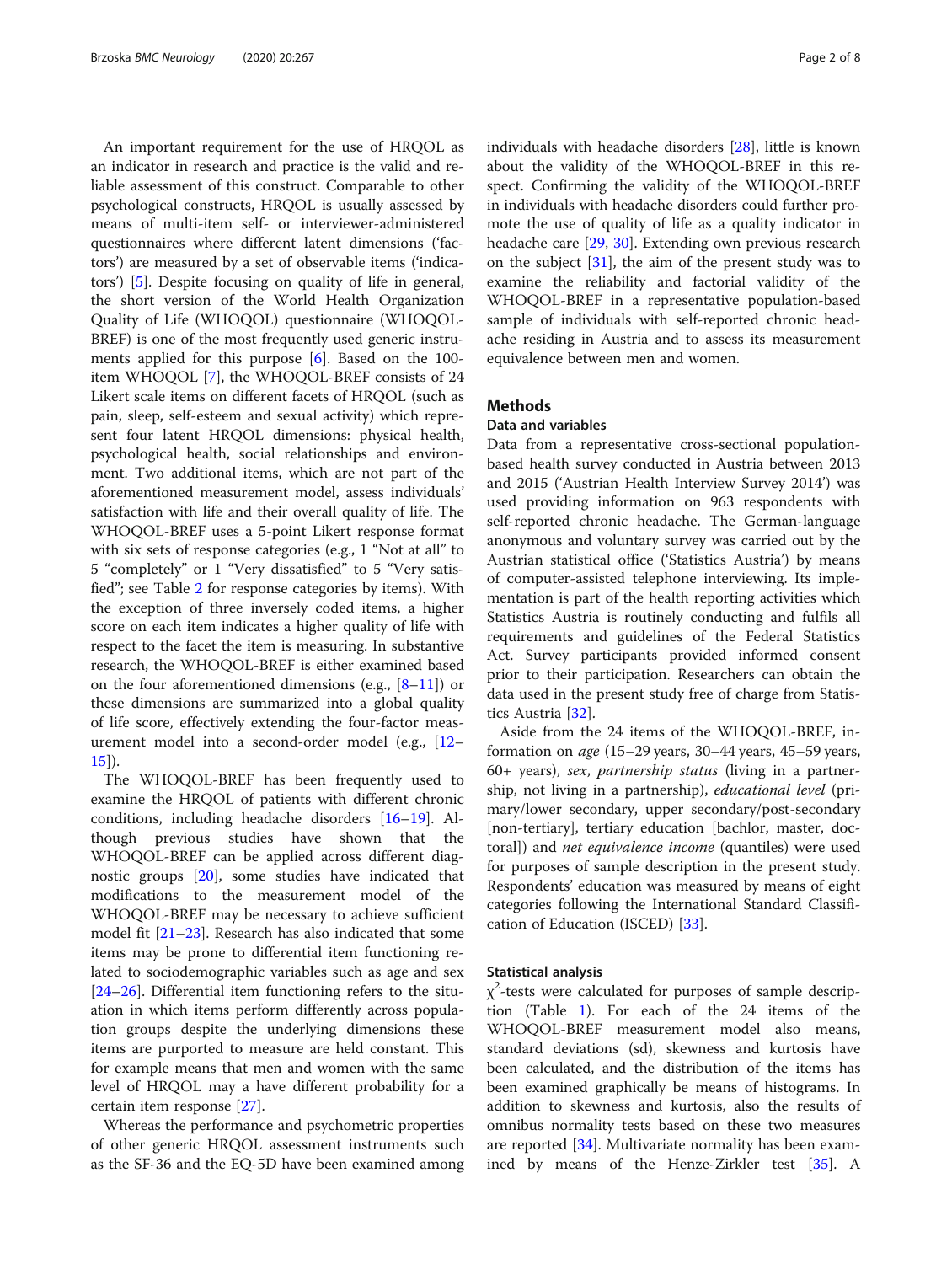An important requirement for the use of HRQOL as an indicator in research and practice is the valid and reliable assessment of this construct. Comparable to other psychological constructs, HRQOL is usually assessed by means of multi-item self- or interviewer-administered questionnaires where different latent dimensions ('factors') are measured by a set of observable items ('indicators') [5]. Despite focusing on quality of life in general, the short version of the World Health Organization Quality of Life (WHOQOL) questionnaire (WHOQOL-BREF) is one of the most frequently used generic instruments applied for this purpose [6]. Based on the 100-item WHOQOL [7], the WHOQOL-BREF consists of 24 Likert scale items on different facets of HRQOL (such as pain, sleep, self-esteem and sexual activity) which represent four latent HRQOL dimensions: physical health, psychological health, social relationships and environment. Two additional items, which are not part of the aforementioned measurement model, assess individuals' satisfaction with life and their overall quality of life. The WHOQOL-BREF uses a 5-point Likert response format with six sets of response categories (e.g., 1 "Not at all" to 5 "completely" or 1 "Very dissatisfied" to 5 "Very satisfied"; see Table 2 for response categories by items). With the exception of three inversely coded items, a higher score on each item indicates a higher quality of life with respect to the facet the item is measuring. In substantive research, the WHOQOL-BREF is either examined based on the four aforementioned dimensions (e.g., [8–11]) or these dimensions are summarized into a global quality of life score, effectively extending the four-factor measurement model into a second-order model (e.g., [12–15]).

The WHOQOL-BREF has been frequently used to examine the HRQOL of patients with different chronic conditions, including headache disorders [16–19]. Although previous studies have shown that the WHOQOL-BREF can be applied across different diagnostic groups [20], some studies have indicated that modifications to the measurement model of the WHOQOL-BREF may be necessary to achieve sufficient model fit [21–23]. Research has also indicated that some items may be prone to differential item functioning related to sociodemographic variables such as age and sex [24–26]. Differential item functioning refers to the situation in which items perform differently across population groups despite the underlying dimensions these items are purported to measure are held constant. This for example means that men and women with the same level of HRQOL may a have different probability for a certain item response [27].

Whereas the performance and psychometric properties of other generic HRQOL assessment instruments such as the SF-36 and the EQ-5D have been examined among individuals with headache disorders [28], little is known about the validity of the WHOQOL-BREF in this respect. Confirming the validity of the WHOQOL-BREF in individuals with headache disorders could further promote the use of quality of life as a quality indicator in headache care [29, 30]. Extending own previous research on the subject [31], the aim of the present study was to examine the reliability and factorial validity of the WHOQOL-BREF in a representative population-based sample of individuals with self-reported chronic headache residing in Austria and to assess its measurement equivalence between men and women.

## Methods

### Data and variables

Data from a representative cross-sectional population-based health survey conducted in Austria between 2013 and 2015 ('Austrian Health Interview Survey 2014') was used providing information on 963 respondents with self-reported chronic headache. The German-language anonymous and voluntary survey was carried out by the Austrian statistical office ('Statistics Austria') by means of computer-assisted telephone interviewing. Its implementation is part of the health reporting activities which Statistics Austria is routinely conducting and fulfils all requirements and guidelines of the Federal Statistics Act. Survey participants provided informed consent prior to their participation. Researchers can obtain the data used in the present study free of charge from Statistics Austria [32].

Aside from the 24 items of the WHOQOL-BREF, information on *age* (15–29 years, 30–44 years, 45–59 years, 60+ years), *sex*, *partnership status* (living in a partnership, not living in a partnership), *educational level* (primary/lower secondary, upper secondary/post-secondary [non-tertiary], tertiary education [bachlor, master, doctoral]) and *net equivalence income* (quantiles) were used for purposes of sample description in the present study. Respondents' education was measured by means of eight categories following the International Standard Classification of Education (ISCED) [33].

### Statistical analysis

$\chi^2$-tests were calculated for purposes of sample description (Table 1). For each of the 24 items of the WHOQOL-BREF measurement model also means, standard deviations (sd), skewness and kurtosis have been calculated, and the distribution of the items has been examined graphically be means of histograms. In addition to skewness and kurtosis, also the results of omnibus normality tests based on these two measures are reported [34]. Multivariate normality has been examined by means of the Henze-Zirkler test [35]. A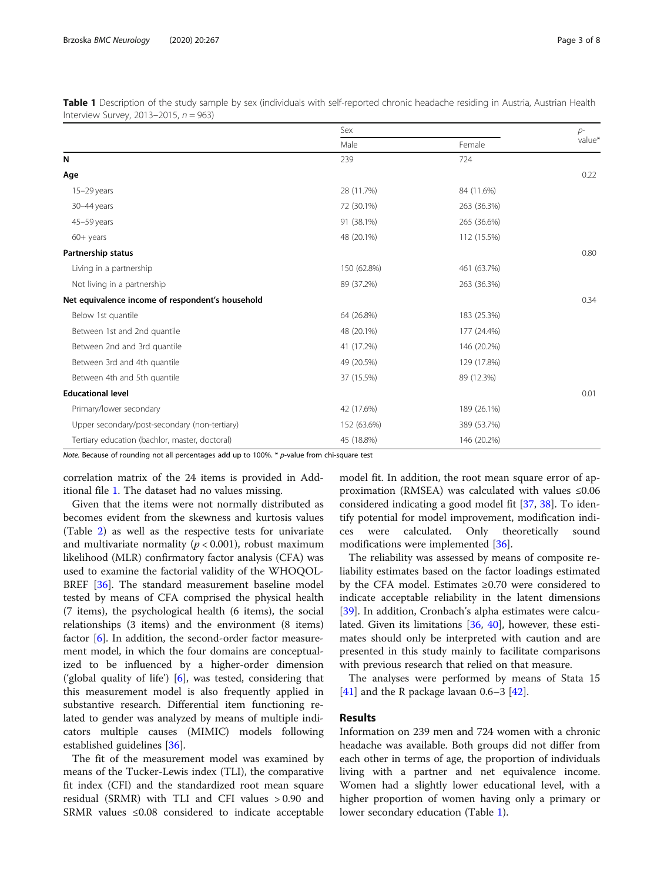**Table 1** Description of the study sample by sex (individuals with self-reported chronic headache residing in Austria, Austrian Health Interview Survey, 2013–2015, $n = 963$)

| | Sex | | *p*-value* |
|---|---|---|---|
| | Male | Female | |
| **N** | 239 | 724 | |
| **Age** | | | 0.22 |
| 15–29 years | 28 (11.7%) | 84 (11.6%) | |
| 30–44 years | 72 (30.1%) | 263 (36.3%) | |
| 45–59 years | 91 (38.1%) | 265 (36.6%) | |
| 60+ years | 48 (20.1%) | 112 (15.5%) | |
| **Partnership status** | | | 0.80 |
| Living in a partnership | 150 (62.8%) | 461 (63.7%) | |
| Not living in a partnership | 89 (37.2%) | 263 (36.3%) | |
| **Net equivalence income of respondent's household** | | | 0.34 |
| Below 1st quantile | 64 (26.8%) | 183 (25.3%) | |
| Between 1st and 2nd quantile | 48 (20.1%) | 177 (24.4%) | |
| Between 2nd and 3rd quantile | 41 (17.2%) | 146 (20.2%) | |
| Between 3rd and 4th quantile | 49 (20.5%) | 129 (17.8%) | |
| Between 4th and 5th quantile | 37 (15.5%) | 89 (12.3%) | |
| **Educational level** | | | 0.01 |
| Primary/lower secondary | 42 (17.6%) | 189 (26.1%) | |
| Upper secondary/post-secondary (non-tertiary) | 152 (63.6%) | 389 (53.7%) | |
| Tertiary education (bachlor, master, doctoral) | 45 (18.8%) | 146 (20.2%) | |

*Note.* Because of rounding not all percentages add up to 100%. * *p*-value from chi-square test

correlation matrix of the 24 items is provided in Additional file 1. The dataset had no values missing.

Given that the items were not normally distributed as becomes evident from the skewness and kurtosis values (Table 2) as well as the respective tests for univariate and multivariate normality ($p < 0.001$), robust maximum likelihood (MLR) confirmatory factor analysis (CFA) was used to examine the factorial validity of the WHOQOL-BREF [36]. The standard measurement baseline model tested by means of CFA comprised the physical health (7 items), the psychological health (6 items), the social relationships (3 items) and the environment (8 items) factor [6]. In addition, the second-order factor measurement model, in which the four domains are conceptualized to be influenced by a higher-order dimension ('global quality of life') [6], was tested, considering that this measurement model is also frequently applied in substantive research. Differential item functioning related to gender was analyzed by means of multiple indicators multiple causes (MIMIC) models following established guidelines [36].

The fit of the measurement model was examined by means of the Tucker-Lewis index (TLI), the comparative fit index (CFI) and the standardized root mean square residual (SRMR) with TLI and CFI values $> 0.90$ and SRMR values $\leq 0.08$ considered to indicate acceptable model fit. In addition, the root mean square error of approximation (RMSEA) was calculated with values $\leq 0.06$ considered indicating a good model fit [37, 38]. To identify potential for model improvement, modification indices were calculated. Only theoretically sound modifications were implemented [36].

The reliability was assessed by means of composite reliability estimates based on the factor loadings estimated by the CFA model. Estimates $\geq 0.70$ were considered to indicate acceptable reliability in the latent dimensions [39]. In addition, Cronbach's alpha estimates were calculated. Given its limitations [36, 40], however, these estimates should only be interpreted with caution and are presented in this study mainly to facilitate comparisons with previous research that relied on that measure.

The analyses were performed by means of Stata 15 [41] and the R package lavaan 0.6–3 [42].

## Results

Information on 239 men and 724 women with a chronic headache was available. Both groups did not differ from each other in terms of age, the proportion of individuals living with a partner and net equivalence income. Women had a slightly lower educational level, with a higher proportion of women having only a primary or lower secondary education (Table 1).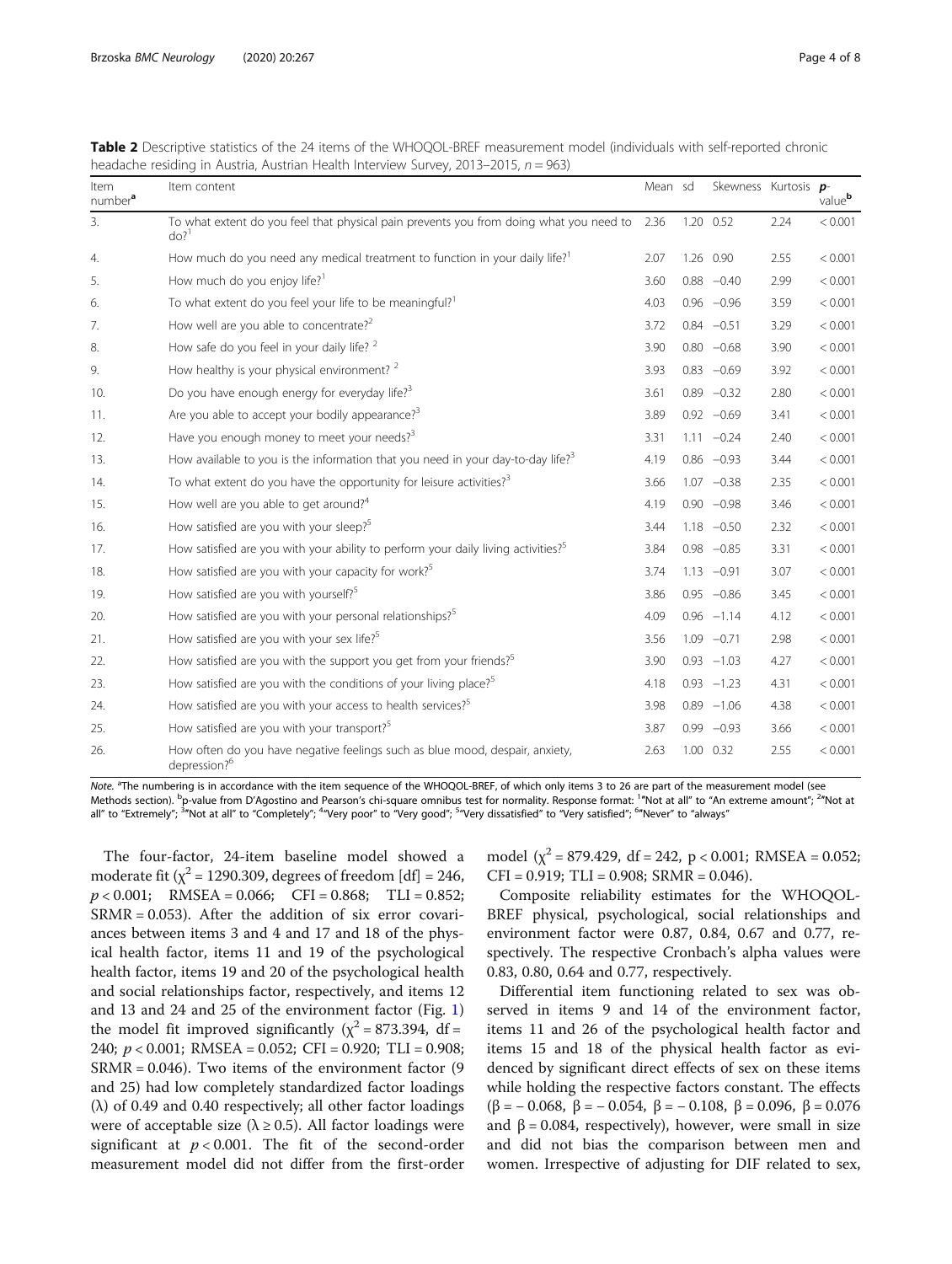**Table 2** Descriptive statistics of the 24 items of the WHOQOL-BREF measurement model (individuals with self-reported chronic headache residing in Austria, Austrian Health Interview Survey, 2013–2015, $n = 963$)

| Item number[a] | Item content | Mean | sd | Skewness | Kurtosis | p-value[b] |
|---|---|---|---|---|---|---|
| 3. | To what extent do you feel that physical pain prevents you from doing what you need to do?[1] | 2.36 | 1.20 | 0.52 | 2.24 | < 0.001 |
| 4. | How much do you need any medical treatment to function in your daily life?[1] | 2.07 | 1.26 | 0.90 | 2.55 | < 0.001 |
| 5. | How much do you enjoy life?[1] | 3.60 | 0.88 | −0.40 | 2.99 | < 0.001 |
| 6. | To what extent do you feel your life to be meaningful?[1] | 4.03 | 0.96 | −0.96 | 3.59 | < 0.001 |
| 7. | How well are you able to concentrate?[2] | 3.72 | 0.84 | −0.51 | 3.29 | < 0.001 |
| 8. | How safe do you feel in your daily life?[2] | 3.90 | 0.80 | −0.68 | 3.90 | < 0.001 |
| 9. | How healthy is your physical environment?[2] | 3.93 | 0.83 | −0.69 | 3.92 | < 0.001 |
| 10. | Do you have enough energy for everyday life?[3] | 3.61 | 0.89 | −0.32 | 2.80 | < 0.001 |
| 11. | Are you able to accept your bodily appearance?[3] | 3.89 | 0.92 | −0.69 | 3.41 | < 0.001 |
| 12. | Have you enough money to meet your needs?[3] | 3.31 | 1.11 | −0.24 | 2.40 | < 0.001 |
| 13. | How available to you is the information that you need in your day-to-day life?[3] | 4.19 | 0.86 | −0.93 | 3.44 | < 0.001 |
| 14. | To what extent do you have the opportunity for leisure activities?[3] | 3.66 | 1.07 | −0.38 | 2.35 | < 0.001 |
| 15. | How well are you able to get around?[4] | 4.19 | 0.90 | −0.98 | 3.46 | < 0.001 |
| 16. | How satisfied are you with your sleep?[5] | 3.44 | 1.18 | −0.50 | 2.32 | < 0.001 |
| 17. | How satisfied are you with your ability to perform your daily living activities?[5] | 3.84 | 0.98 | −0.85 | 3.31 | < 0.001 |
| 18. | How satisfied are you with your capacity for work?[5] | 3.74 | 1.13 | −0.91 | 3.07 | < 0.001 |
| 19. | How satisfied are you with yourself?[5] | 3.86 | 0.95 | −0.86 | 3.45 | < 0.001 |
| 20. | How satisfied are you with your personal relationships?[5] | 4.09 | 0.96 | −1.14 | 4.12 | < 0.001 |
| 21. | How satisfied are you with your sex life?[5] | 3.56 | 1.09 | −0.71 | 2.98 | < 0.001 |
| 22. | How satisfied are you with the support you get from your friends?[5] | 3.90 | 0.93 | −1.03 | 4.27 | < 0.001 |
| 23. | How satisfied are you with the conditions of your living place?[5] | 4.18 | 0.93 | −1.23 | 4.31 | < 0.001 |
| 24. | How satisfied are you with your access to health services?[5] | 3.98 | 0.89 | −1.06 | 4.38 | < 0.001 |
| 25. | How satisfied are you with your transport?[5] | 3.87 | 0.99 | −0.93 | 3.66 | < 0.001 |
| 26. | How often do you have negative feelings such as blue mood, despair, anxiety, depression?[6] | 2.63 | 1.00 | 0.32 | 2.55 | < 0.001 |

*Note.* [a]The numbering is in accordance with the item sequence of the WHOQOL-BREF, of which only items 3 to 26 are part of the measurement model (see Methods section). [b]p-value from D'Agostino and Pearson's chi-square omnibus test for normality. Response format: [1]"Not at all" to "An extreme amount"; [2]"Not at all" to "Extremely"; [3]"Not at all" to "Completely"; [4]"Very poor" to "Very good"; [5]"Very dissatisfied" to "Very satisfied"; [6]"Never" to "always"

The four-factor, 24-item baseline model showed a moderate fit ($\chi^2 = 1290.309$, degrees of freedom [df] = 246, $p < 0.001$; RMSEA = 0.066; CFI = 0.868; TLI = 0.852; SRMR = 0.053). After the addition of six error covariances between items 3 and 4 and 17 and 18 of the physical health factor, items 11 and 19 of the psychological health factor, items 19 and 20 of the psychological health and social relationships factor, respectively, and items 12 and 13 and 24 and 25 of the environment factor (Fig. 1) the model fit improved significantly ($\chi^2 = 873.394$, df = 240; $p < 0.001$; RMSEA = 0.052; CFI = 0.920; TLI = 0.908; SRMR = 0.046). Two items of the environment factor (9 and 25) had low completely standardized factor loadings ($\lambda$) of 0.49 and 0.40 respectively; all other factor loadings were of acceptable size ($\lambda \geq 0.5$). All factor loadings were significant at $p < 0.001$. The fit of the second-order measurement model did not differ from the first-order model ($\chi^2 = 879.429$, df = 242, $p < 0.001$; RMSEA = 0.052; CFI = 0.919; TLI = 0.908; SRMR = 0.046).

Composite reliability estimates for the WHOQOL-BREF physical, psychological, social relationships and environment factor were 0.87, 0.84, 0.67 and 0.77, respectively. The respective Cronbach's alpha values were 0.83, 0.80, 0.64 and 0.77, respectively.

Differential item functioning related to sex was observed in items 9 and 14 of the environment factor, items 11 and 26 of the psychological health factor and items 15 and 18 of the physical health factor as evidenced by significant direct effects of sex on these items while holding the respective factors constant. The effects ($\beta = -0.068$, $\beta = -0.054$, $\beta = -0.108$, $\beta = 0.096$, $\beta = 0.076$ and $\beta = 0.084$, respectively), however, were small in size and did not bias the comparison between men and women. Irrespective of adjusting for DIF related to sex,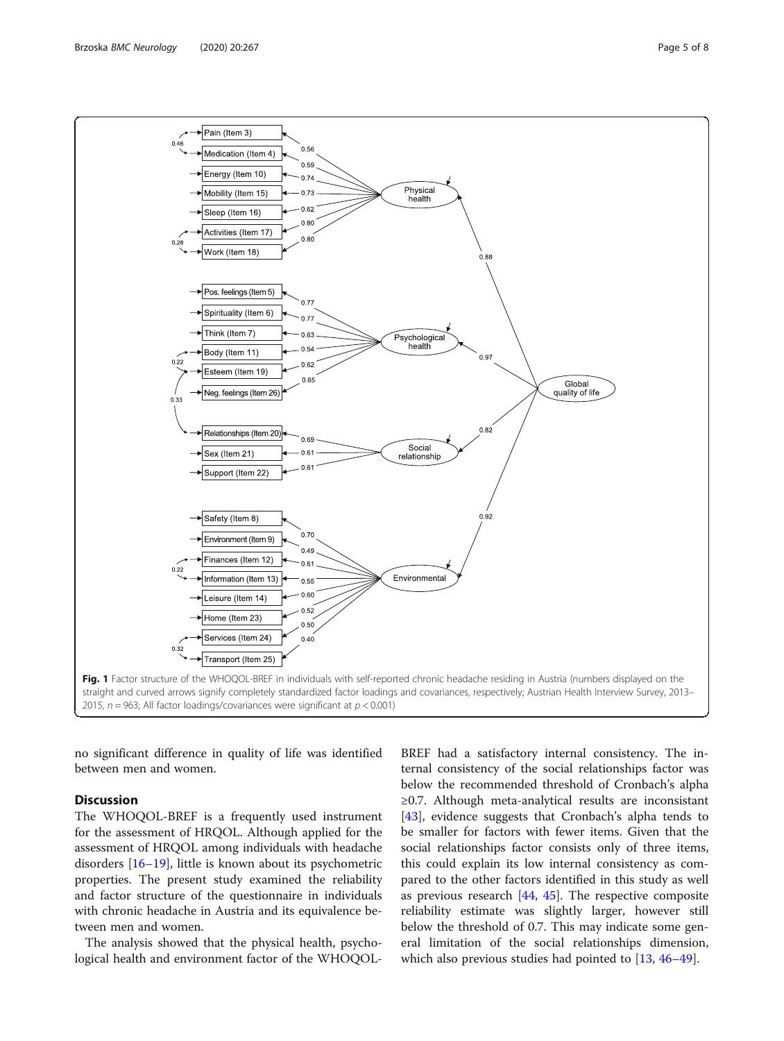**Fig. 1** Factor structure of the WHOQOL-BREF in individuals with self-reported chronic headache residing in Austria (numbers displayed on the straight and curved arrows signify completely standardized factor loadings and covariances, respectively; Austrian Health Interview Survey, 2013–2015, $n = 963$; All factor loadings/covariances were significant at $p < 0.001$)

no significant difference in quality of life was identified between men and women.

## Discussion

The WHOQOL-BREF is a frequently used instrument for the assessment of HRQOL. Although applied for the assessment of HRQOL among individuals with headache disorders [16–19], little is known about its psychometric properties. The present study examined the reliability and factor structure of the questionnaire in individuals with chronic headache in Austria and its equivalence between men and women.

The analysis showed that the physical health, psychological health and environment factor of the WHOQOL-BREF had a satisfactory internal consistency. The internal consistency of the social relationships factor was below the recommended threshold of Cronbach's alpha ≥0.7. Although meta-analytical results are inconsistant [43], evidence suggests that Cronbach's alpha tends to be smaller for factors with fewer items. Given that the social relationships factor consists only of three items, this could explain its low internal consistency as compared to the other factors identified in this study as well as previous research [44, 45]. The respective composite reliability estimate was slightly larger, however still below the threshold of 0.7. This may indicate some general limitation of the social relationships dimension, which also previous studies had pointed to [13, 46–49].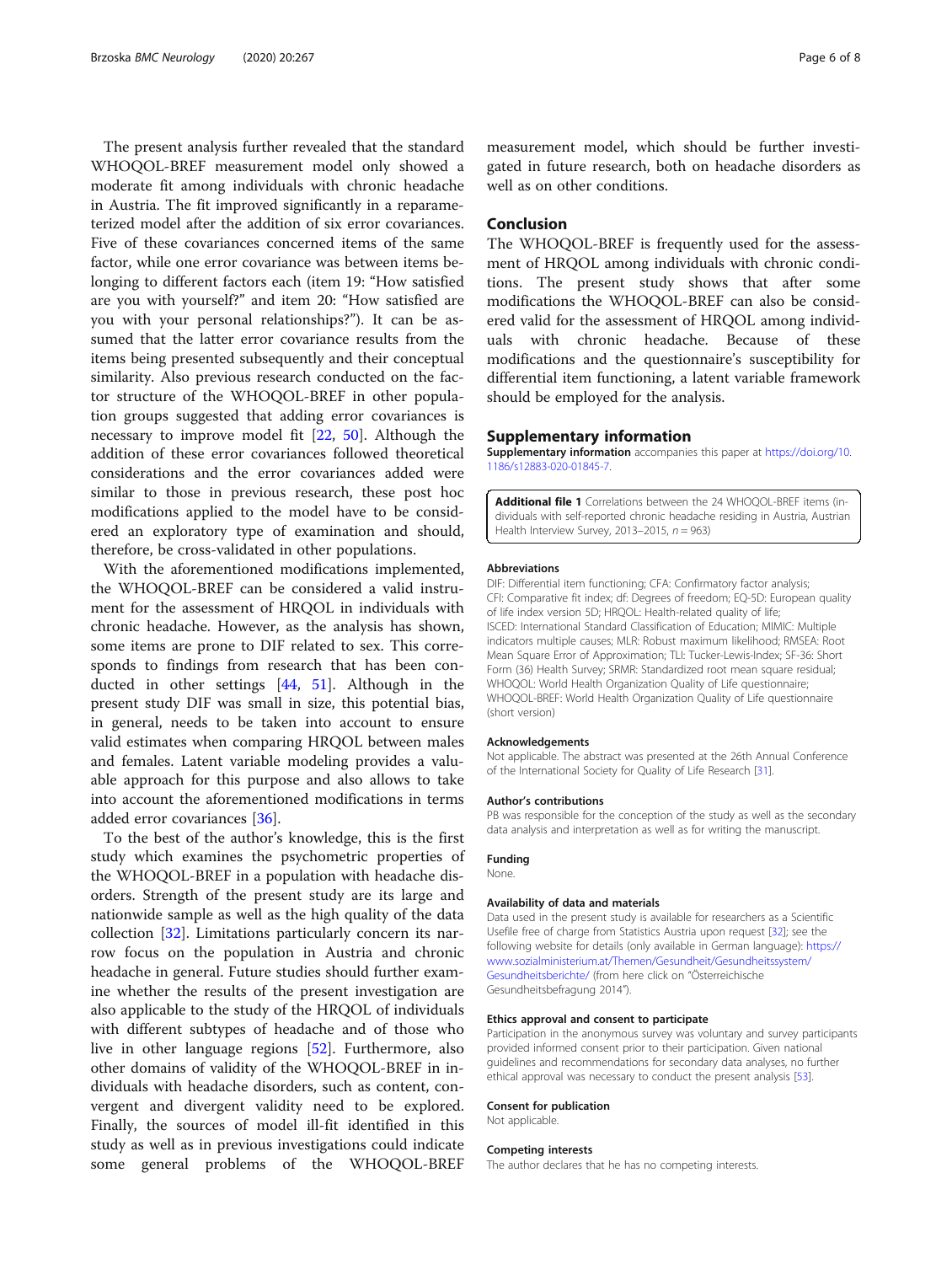The present analysis further revealed that the standard WHOQOL-BREF measurement model only showed a moderate fit among individuals with chronic headache in Austria. The fit improved significantly in a reparameterized model after the addition of six error covariances. Five of these covariances concerned items of the same factor, while one error covariance was between items belonging to different factors each (item 19: "How satisfied are you with yourself?" and item 20: "How satisfied are you with your personal relationships?"). It can be assumed that the latter error covariance results from the items being presented subsequently and their conceptual similarity. Also previous research conducted on the factor structure of the WHOQOL-BREF in other population groups suggested that adding error covariances is necessary to improve model fit [22, 50]. Although the addition of these error covariances followed theoretical considerations and the error covariances added were similar to those in previous research, these post hoc modifications applied to the model have to be considered an exploratory type of examination and should, therefore, be cross-validated in other populations.

With the aforementioned modifications implemented, the WHOQOL-BREF can be considered a valid instrument for the assessment of HRQOL in individuals with chronic headache. However, as the analysis has shown, some items are prone to DIF related to sex. This corresponds to findings from research that has been conducted in other settings [44, 51]. Although in the present study DIF was small in size, this potential bias, in general, needs to be taken into account to ensure valid estimates when comparing HRQOL between males and females. Latent variable modeling provides a valuable approach for this purpose and also allows to take into account the aforementioned modifications in terms added error covariances [36].

To the best of the author's knowledge, this is the first study which examines the psychometric properties of the WHOQOL-BREF in a population with headache disorders. Strength of the present study are its large and nationwide sample as well as the high quality of the data collection [32]. Limitations particularly concern its narrow focus on the population in Austria and chronic headache in general. Future studies should further examine whether the results of the present investigation are also applicable to the study of the HRQOL of individuals with different subtypes of headache and of those who live in other language regions [52]. Furthermore, also other domains of validity of the WHOQOL-BREF in individuals with headache disorders, such as content, convergent and divergent validity need to be explored. Finally, the sources of model ill-fit identified in this study as well as in previous investigations could indicate some general problems of the WHOQOL-BREF measurement model, which should be further investigated in future research, both on headache disorders as well as on other conditions.

## Conclusion

The WHOQOL-BREF is frequently used for the assessment of HRQOL among individuals with chronic conditions. The present study shows that after some modifications the WHOQOL-BREF can also be considered valid for the assessment of HRQOL among individuals with chronic headache. Because of these modifications and the questionnaire's susceptibility for differential item functioning, a latent variable framework should be employed for the analysis.

## Supplementary information

**Supplementary information** accompanies this paper at https://doi.org/10.1186/s12883-020-01845-7.

**Additional file 1** Correlations between the 24 WHOQOL-BREF items (individuals with self-reported chronic headache residing in Austria, Austrian Health Interview Survey, 2013–2015, $n = 963$)

### Abbreviations

DIF: Differential item functioning; CFA: Confirmatory factor analysis; CFI: Comparative fit index; df: Degrees of freedom; EQ-5D: European quality of life index version 5D; HRQOL: Health-related quality of life; ISCED: International Standard Classification of Education; MIMIC: Multiple indicators multiple causes; MLR: Robust maximum likelihood; RMSEA: Root Mean Square Error of Approximation; TLI: Tucker-Lewis-Index; SF-36: Short Form (36) Health Survey; SRMR: Standardized root mean square residual; WHOQOL: World Health Organization Quality of Life questionnaire; WHOQOL-BREF: World Health Organization Quality of Life questionnaire (short version)

### Acknowledgements

Not applicable. The abstract was presented at the 26th Annual Conference of the International Society for Quality of Life Research [31].

### Author's contributions

PB was responsible for the conception of the study as well as the secondary data analysis and interpretation as well as for writing the manuscript.

### Funding

None.

### Availability of data and materials

Data used in the present study is available for researchers as a Scientific Usefile free of charge from Statistics Austria upon request [32]; see the following website for details (only available in German language): https://www.sozialministerium.at/Themen/Gesundheit/Gesundheitssystem/Gesundheitsberichte/ (from here click on "Österreichische Gesundheitsbefragung 2014").

### Ethics approval and consent to participate

Participation in the anonymous survey was voluntary and survey participants provided informed consent prior to their participation. Given national guidelines and recommendations for secondary data analyses, no further ethical approval was necessary to conduct the present analysis [53].

### Consent for publication

Not applicable.

### Competing interests

The author declares that he has no competing interests.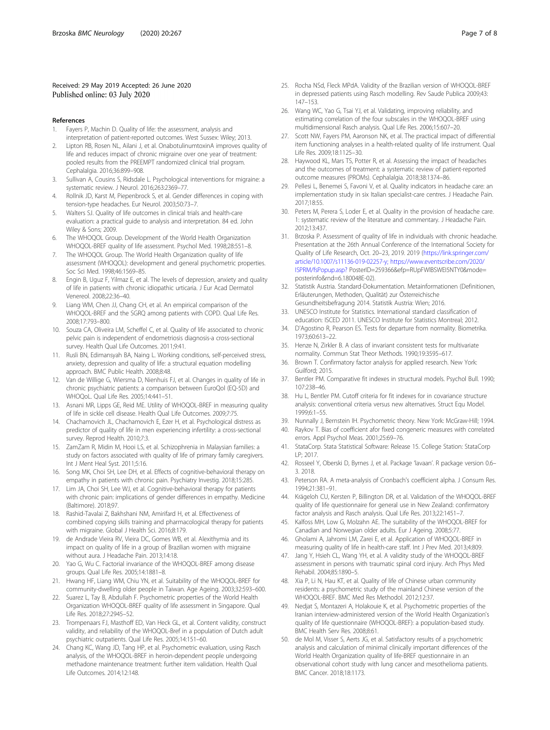Received: 29 May 2019 Accepted: 26 June 2020
Published online: 03 July 2020

## References

1. Fayers P, Machin D. Quality of life: the assessment, analysis and interpretation of patient-reported outcomes. West Sussex: Wiley; 2013.
2. Lipton RB, Rosen NL, Ailani J, et al. OnabotulinumtoxinA improves quality of life and reduces impact of chronic migraine over one year of treatment: pooled results from the PREEMPT randomized clinical trial program. Cephalalgia. 2016;36:899–908.
3. Sullivan A, Cousins S, Ridsdale L. Psychological interventions for migraine: a systematic review. J Neurol. 2016;263:2369–77.
4. Rollnik JD, Karst M, Piepenbrock S, et al. Gender differences in coping with tension-type headaches. Eur Neurol. 2003;50:73–7.
5. Walters SJ. Quality of life outcomes in clinical trials and health-care evaluation: a practical guide to analysis and interpretation. 84 ed. John Wiley & Sons; 2009.
6. The WHOQOL Group. Development of the World Health Organization WHOQOL-BREF quality of life assessment. Psychol Med. 1998;28:551–8.
7. The WHOQOL Group. The World Health Organization quality of life assessment (WHOQOL): development and general psychometric properties. Soc Sci Med. 1998;46:1569–85.
8. Engin B, Uguz F, Yilmaz E, et al. The levels of depression, anxiety and quality of life in patients with chronic idiopathic urticaria. J Eur Acad Dermatol Venereol. 2008;22:36–40.
9. Liang WM, Chen JJ, Chang CH, et al. An empirical comparison of the WHOQOL-BREF and the SGRQ among patients with COPD. Qual Life Res. 2008;17:793–800.
10. Souza CA, Oliveira LM, Scheffel C, et al. Quality of life associated to chronic pelvic pain is independent of endometriosis diagnosis-a cross-sectional survey. Health Qual Life Outcomes. 2011;9:41.
11. Rusli BN, Edimansyah BA, Naing L. Working conditions, self-perceived stress, anxiety, depression and quality of life: a structural equation modelling approach. BMC Public Health. 2008;8:48.
12. Van de Willige G, Wiersma D, Nienhuis FJ, et al. Changes in quality of life in chronic psychiatric patients: a comparison between EuroQol (EQ-5D) and WHOQoL. Qual Life Res. 2005;14:441–51.
13. Asnani MR, Lipps GE, Reid ME. Utility of WHOQOL-BREF in measuring quality of life in sickle cell disease. Health Qual Life Outcomes. 2009;7:75.
14. Chachamovich JL, Chachamovich E, Ezer H, et al. Psychological distress as predictor of quality of life in men experiencing infertility: a cross-sectional survey. Reprod Health. 2010;7:3.
15. ZamZam R, Midin M, Hooi LS, et al. Schizophrenia in Malaysian families: a study on factors associated with quality of life of primary family caregivers. Int J Ment Heal Syst. 2011;5:16.
16. Song MK, Choi SH, Lee DH, et al. Effects of cognitive-behavioral therapy on empathy in patients with chronic pain. Psychiatry Investig. 2018;15:285.
17. Lim JA, Choi SH, Lee WJ, et al. Cognitive-behavioral therapy for patients with chronic pain: implications of gender differences in empathy. Medicine (Baltimore). 2018;97.
18. Rashid-Tavalai Z, Bakhshani NM, Amirifard H, et al. Effectiveness of combined copying skills training and pharmacological therapy for patients with migraine. Global J Health Sci. 2016;8:179.
19. de Andrade Vieira RV, Vieira DC, Gomes WB, et al. Alexithymia and its impact on quality of life in a group of Brazilian women with migraine without aura. J Headache Pain. 2013;14:18.
20. Yao G, Wu C. Factorial invariance of the WHOQOL-BREF among disease groups. Qual Life Res. 2005;14:1881–8.
21. Hwang HF, Liang WM, Chiu YN, et al. Suitability of the WHOQOL-BREF for community-dwelling older people in Taiwan. Age Ageing. 2003;32:593–600.
22. Suarez L, Tay B, Abdullah F. Psychometric properties of the World Health Organization WHOQOL-BREF quality of life assessment in Singapore. Qual Life Res. 2018;27:2945–52.
23. Trompenaars FJ, Masthoff ED, Van Heck GL, et al. Content validity, construct validity, and reliability of the WHOQOL-Bref in a population of Dutch adult psychiatric outpatients. Qual Life Res. 2005;14:151–60.
24. Chang KC, Wang JD, Tang HP, et al. Psychometric evaluation, using Rasch analysis, of the WHOQOL-BREF in heroin-dependent people undergoing methadone maintenance treatment: further item validation. Health Qual Life Outcomes. 2014;12:148.
25. Rocha NSd, Fleck MPdA. Validity of the Brazilian version of WHOQOL-BREF in depressed patients using Rasch modelling. Rev Saude Publica 2009;43:147–153.
26. Wang WC, Yao G, Tsai YJ, et al. Validating, improving reliability, and estimating correlation of the four subscales in the WHOQOL-BREF using multidimensional Rasch analysis. Qual Life Res. 2006;15:607–20.
27. Scott NW, Fayers PM, Aaronson NK, et al. The practical impact of differential item functioning analyses in a health-related quality of life instrument. Qual Life Res. 2009;18:1125–30.
28. Haywood KL, Mars TS, Potter R, et al. Assessing the impact of headaches and the outcomes of treatment: a systematic review of patient-reported outcome measures (PROMs). Cephalalgia. 2018;38:1374–86.
29. Pellesi L, Benemei S, Favoni V, et al. Quality indicators in headache care: an implementation study in six Italian specialist-care centres. J Headache Pain. 2017;18:55.
30. Peters M, Perera S, Loder E, et al. Quality in the provision of headache care. 1: systematic review of the literature and commentary. J Headache Pain. 2012;13:437.
31. Brzoska P. Assessment of quality of life in individuals with chronic headache. Presentation at the 26th Annual Conference of the International Society for Quality of Life Research, Oct. 20–23, 2019. 2019 (https://link.springer.com/article/10.1007/s11136-019-02257-y; https://www.eventscribe.com/2020/ISPRM/fsPopup.asp? PosterID=259366&efp=RUpFWlBSWEI5NTY0&mode=posterinfo&rnd=6.180048E-02).
32. Statistik Austria. Standard-Dokumentation. Metainformationen (Definitionen, Erläuterungen, Methoden, Qualität) zur Österreichische Gesundheitsbefragung 2014. Statistik Austria: Wien; 2016.
33. UNESCO Institute for Statistics. International standard classification of education: ISCED 2011. UNESCO Institute for Statistics Montreal; 2012.
34. D'Agostino R, Pearson ES. Tests for departure from normality. Biometrika. 1973;60:613–22.
35. Henze N, Zirkler B. A class of invariant consistent tests for multivariate normality. Commun Stat Theor Methods. 1990;19:3595–617.
36. Brown T. Confirmatory factor analysis for applied research. New York: Guilford; 2015.
37. Bentler PM. Comparative fit indexes in structural models. Psychol Bull. 1990;107:238–46.
38. Hu L, Bentler PM. Cutoff criteria for fit indexes for in covariance structure analysis: conventional criteria versus new alternatives. Struct Equ Model. 1999;6:1–55.
39. Nunnally J, Bernstein IH. Psychometric theory. New York: McGraw-Hill; 1994.
40. Raykov T. Bias of coefficient afor fixed congeneric measures with correlated errors. Appl Psychol Meas. 2001;25:69–76.
41. StataCorp. Stata Statistical Software: Release 15. College Station: StataCorp LP; 2017.
42. Rosseel Y, Oberski D, Byrnes J, et al. Package 'lavaan'. R package version 0.6–3. 2018.
43. Peterson RA. A meta-analysis of Cronbach's coefficient alpha. J Consum Res. 1994;21:381–91.
44. Krägeloh CU, Kersten P, Billington DR, et al. Validation of the WHOQOL-BREF quality of life questionnaire for general use in New Zealand: confirmatory factor analysis and Rasch analysis. Qual Life Res. 2013;22:1451–7.
45. Kalfoss MH, Low G, Molzahn AE. The suitability of the WHOQOL-BREF for Canadian and Norwegian older adults. Eur J Ageing. 2008;5:77.
46. Gholami A, Jahromi LM, Zarei E, et al. Application of WHOQOL-BREF in measuring quality of life in health-care staff. Int J Prev Med. 2013;4:809.
47. Jang Y, Hsieh CL, Wang YH, et al. A validity study of the WHOQOL-BREF assessment in persons with traumatic spinal cord injury. Arch Phys Med Rehabil. 2004;85:1890–5.
48. Xia P, Li N, Hau KT, et al. Quality of life of Chinese urban community residents: a psychometric study of the mainland Chinese version of the WHOQOL-BREF. BMC Med Res Methodol. 2012;12:37.
49. Nedjat S, Montazeri A, Holakouie K, et al. Psychometric properties of the Iranian interview-administered version of the World Health Organization's quality of life questionnaire (WHOQOL-BREF): a population-based study. BMC Health Serv Res. 2008;8:61.
50. de Mol M, Visser S, Aerts JG, et al. Satisfactory results of a psychometric analysis and calculation of minimal clinically important differences of the World Health Organization quality of life-BREF questionnaire in an observational cohort study with lung cancer and mesothelioma patients. BMC Cancer. 2018;18:1173.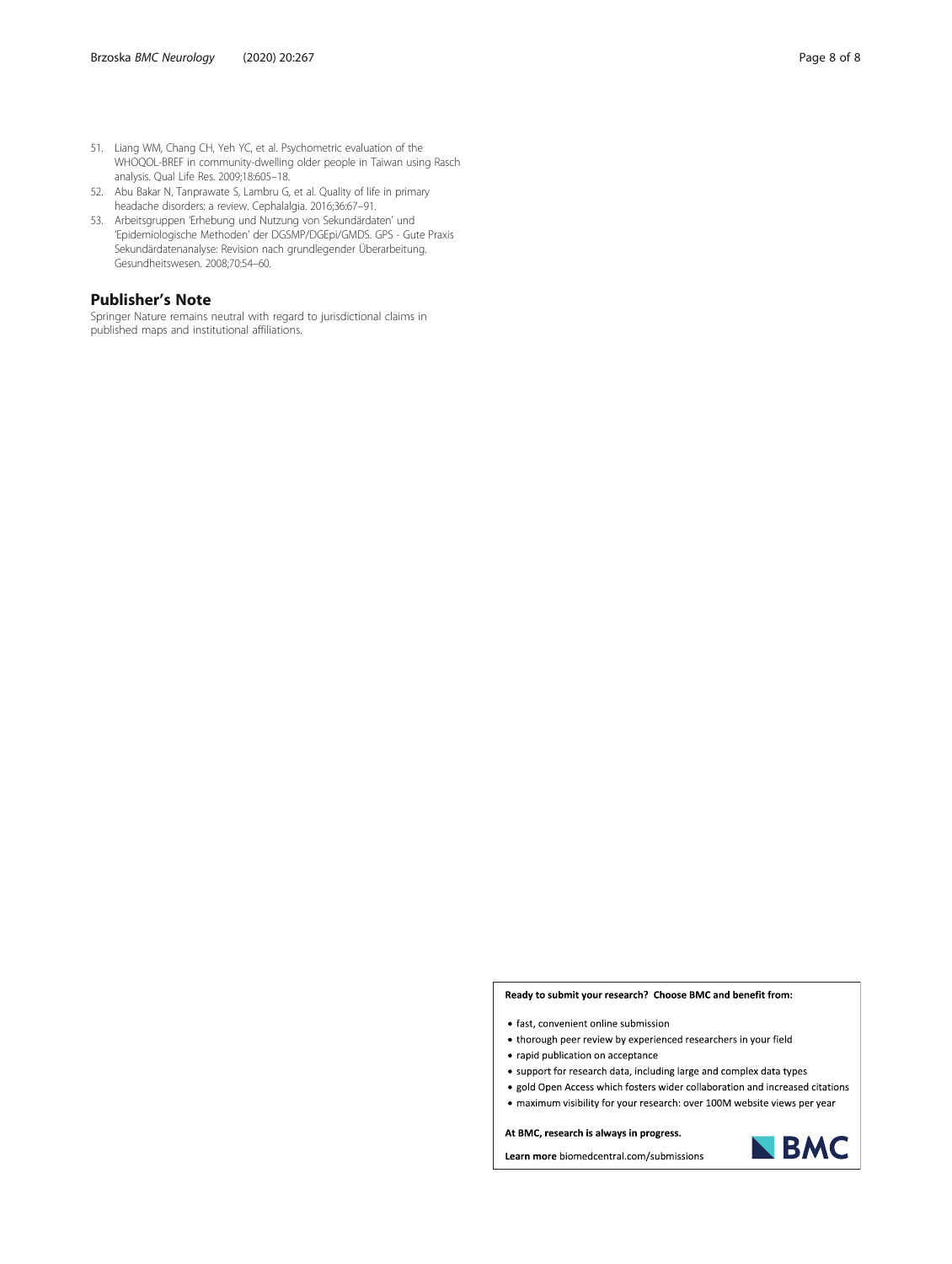51. Liang WM, Chang CH, Yeh YC, et al. Psychometric evaluation of the WHOQOL-BREF in community-dwelling older people in Taiwan using Rasch analysis. Qual Life Res. 2009;18:605–18.
52. Abu Bakar N, Tanprawate S, Lambru G, et al. Quality of life in primary headache disorders: a review. Cephalalgia. 2016;36:67–91.
53. Arbeitsgruppen 'Erhebung und Nutzung von Sekundärdaten' und 'Epidemiologische Methoden' der DGSMP/DGEpi/GMDS. GPS - Gute Praxis Sekundärdatenanalyse: Revision nach grundlegender Überarbeitung. Gesundheitswesen. 2008;70:54–60.

## Publisher's Note

Springer Nature remains neutral with regard to jurisdictional claims in published maps and institutional affiliations.

**Ready to submit your research? Choose BMC and benefit from:**

- fast, convenient online submission
- thorough peer review by experienced researchers in your field
- rapid publication on acceptance
- support for research data, including large and complex data types
- gold Open Access which fosters wider collaboration and increased citations
- maximum visibility for your research: over 100M website views per year

**At BMC, research is always in progress.**

**Learn more** biomedcentral.com/submissions

BMC